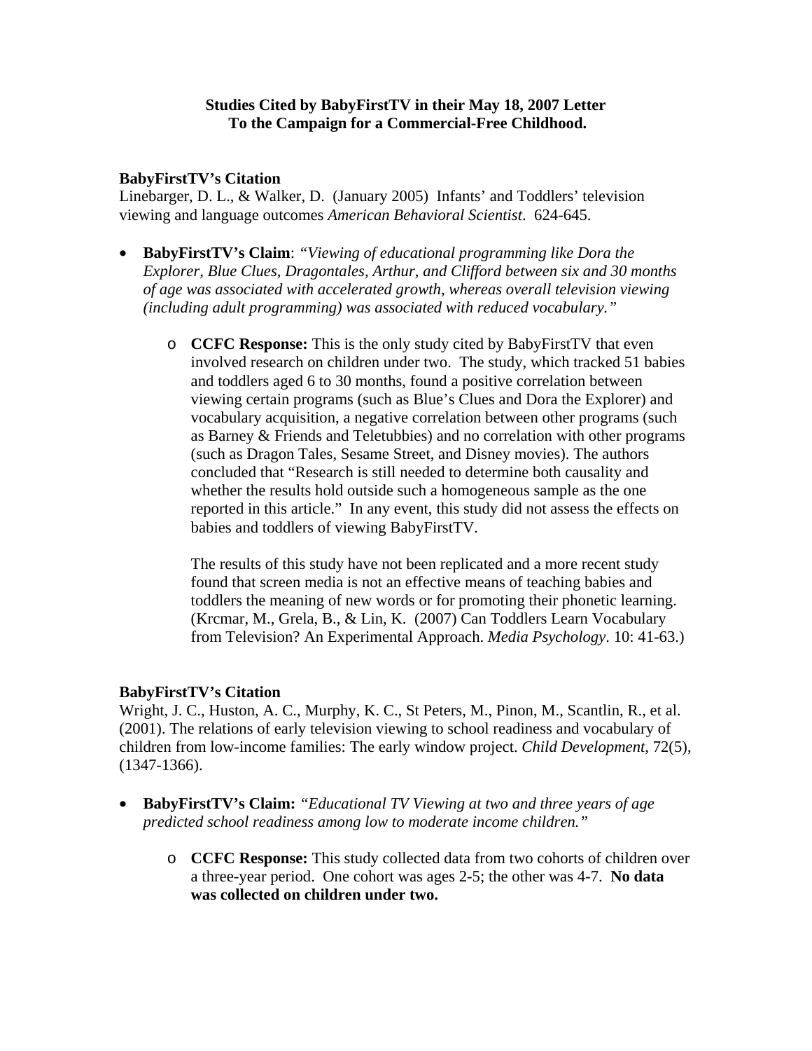# Studies Cited by BabyFirstTV in their May 18, 2007 Letter To the Campaign for a Commercial-Free Childhood.

**BabyFirstTV's Citation**
Linebarger, D. L., & Walker, D. (January 2005) Infants' and Toddlers' television viewing and language outcomes *American Behavioral Scientist*. 624-645.

- **BabyFirstTV's Claim**: *"Viewing of educational programming like Dora the Explorer, Blue Clues, Dragontales, Arthur, and Clifford between six and 30 months of age was associated with accelerated growth, whereas overall television viewing (including adult programming) was associated with reduced vocabulary."*

    - **CCFC Response:** This is the only study cited by BabyFirstTV that even involved research on children under two. The study, which tracked 51 babies and toddlers aged 6 to 30 months, found a positive correlation between viewing certain programs (such as Blue's Clues and Dora the Explorer) and vocabulary acquisition, a negative correlation between other programs (such as Barney & Friends and Teletubbies) and no correlation with other programs (such as Dragon Tales, Sesame Street, and Disney movies). The authors concluded that "Research is still needed to determine both causality and whether the results hold outside such a homogeneous sample as the one reported in this article." In any event, this study did not assess the effects on babies and toddlers of viewing BabyFirstTV.

      The results of this study have not been replicated and a more recent study found that screen media is not an effective means of teaching babies and toddlers the meaning of new words or for promoting their phonetic learning. (Krcmar, M., Grela, B., & Lin, K. (2007) Can Toddlers Learn Vocabulary from Television? An Experimental Approach. *Media Psychology*. 10: 41-63.)

**BabyFirstTV's Citation**
Wright, J. C., Huston, A. C., Murphy, K. C., St Peters, M., Pinon, M., Scantlin, R., et al. (2001). The relations of early television viewing to school readiness and vocabulary of children from low-income families: The early window project. *Child Development*, 72(5), (1347-1366).

- **BabyFirstTV's Claim:** *"Educational TV Viewing at two and three years of age predicted school readiness among low to moderate income children."*

    - **CCFC Response:** This study collected data from two cohorts of children over a three-year period. One cohort was ages 2-5; the other was 4-7. **No data was collected on children under two.**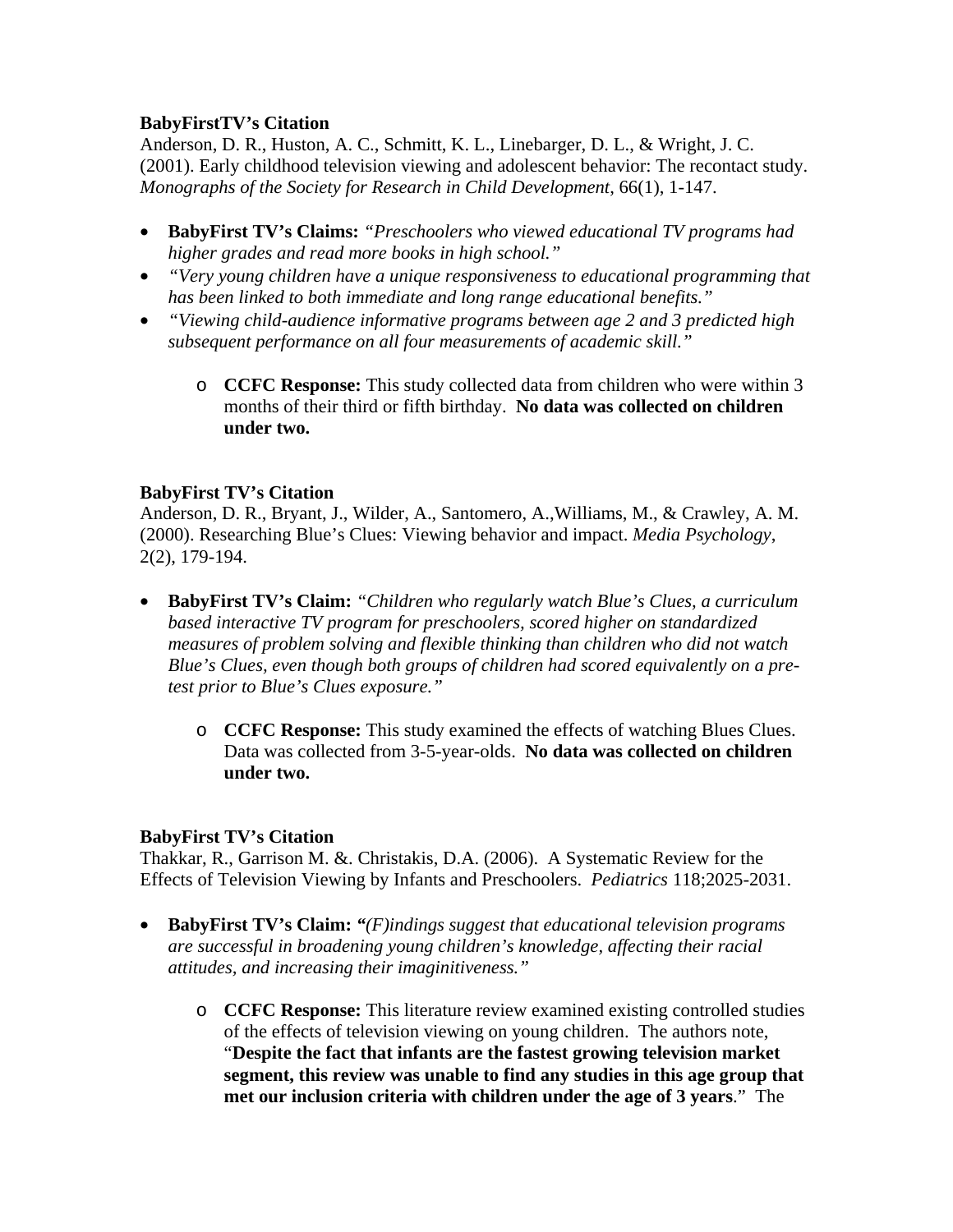**BabyFirstTV's Citation**
Anderson, D. R., Huston, A. C., Schmitt, K. L., Linebarger, D. L., & Wright, J. C. (2001). Early childhood television viewing and adolescent behavior: The recontact study. *Monographs of the Society for Research in Child Development*, 66(1), 1-147.

- **BabyFirst TV's Claims:** *"Preschoolers who viewed educational TV programs had higher grades and read more books in high school."*
- *"Very young children have a unique responsiveness to educational programming that has been linked to both immediate and long range educational benefits."*
- *"Viewing child-audience informative programs between age 2 and 3 predicted high subsequent performance on all four measurements of academic skill."*
    - **CCFC Response:** This study collected data from children who were within 3 months of their third or fifth birthday. **No data was collected on children under two.**

**BabyFirst TV's Citation**
Anderson, D. R., Bryant, J., Wilder, A., Santomero, A.,Williams, M., & Crawley, A. M. (2000). Researching Blue's Clues: Viewing behavior and impact. *Media Psychology*, 2(2), 179-194.

- **BabyFirst TV's Claim:** *"Children who regularly watch Blue's Clues, a curriculum based interactive TV program for preschoolers, scored higher on standardized measures of problem solving and flexible thinking than children who did not watch Blue's Clues, even though both groups of children had scored equivalently on a pre-test prior to Blue's Clues exposure."*
    - **CCFC Response:** This study examined the effects of watching Blues Clues. Data was collected from 3-5-year-olds. **No data was collected on children under two.**

**BabyFirst TV's Citation**
Thakkar, R., Garrison M. &. Christakis, D.A. (2006). A Systematic Review for the Effects of Television Viewing by Infants and Preschoolers. *Pediatrics* 118;2025-2031.

- **BabyFirst TV's Claim: "***(F)indings suggest that educational television programs are successful in broadening young children's knowledge, affecting their racial attitudes, and increasing their imaginitiveness."*
    - **CCFC Response:** This literature review examined existing controlled studies of the effects of television viewing on young children. The authors note, "**Despite the fact that infants are the fastest growing television market segment, this review was unable to find any studies in this age group that met our inclusion criteria with children under the age of 3 years**." The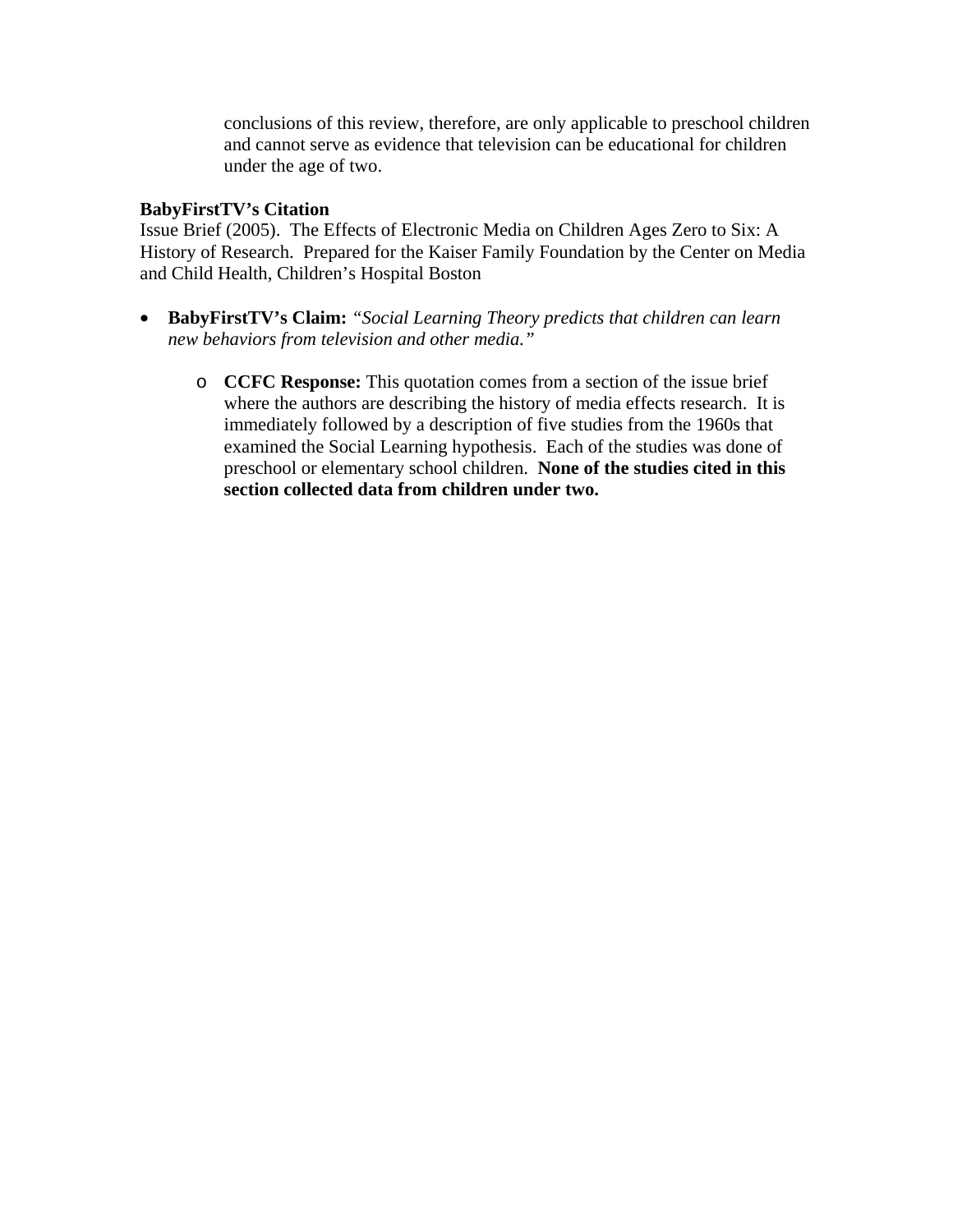conclusions of this review, therefore, are only applicable to preschool children and cannot serve as evidence that television can be educational for children under the age of two.

**BabyFirstTV's Citation**
Issue Brief (2005). The Effects of Electronic Media on Children Ages Zero to Six: A History of Research. Prepared for the Kaiser Family Foundation by the Center on Media and Child Health, Children's Hospital Boston

- **BabyFirstTV's Claim:** *"Social Learning Theory predicts that children can learn new behaviors from television and other media."*
  - **CCFC Response:** This quotation comes from a section of the issue brief where the authors are describing the history of media effects research. It is immediately followed by a description of five studies from the 1960s that examined the Social Learning hypothesis. Each of the studies was done of preschool or elementary school children. **None of the studies cited in this section collected data from children under two.**